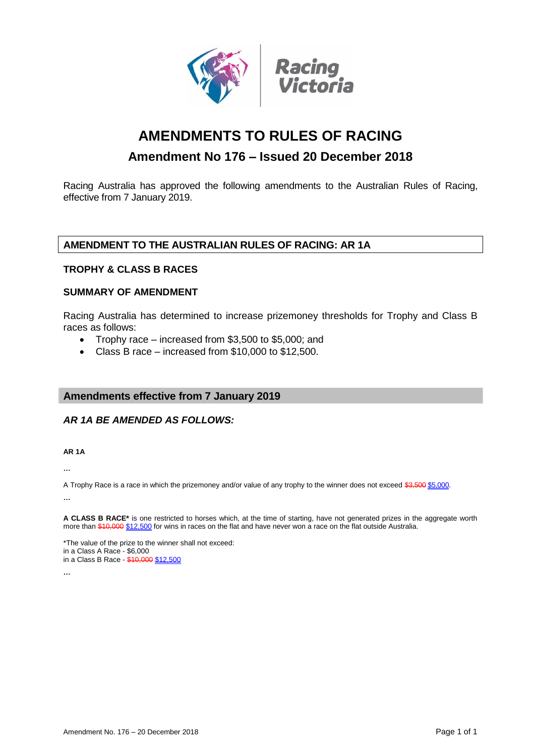# AMENDMENTS TO RULES OF RACING

## Amendment No 176 – Issued 20 December 2018

Racing Australia has approved the following amendments to the Australian Rules of Racing, effective from 7 January 2019.

### AMENDMENT TO THE AUSTRALIAN RULES OF RACING: AR 1A

**TROPHY & CLASS B RACES**

**SUMMARY OF AMENDMENT**

Racing Australia has determined to increase prizemoney thresholds for Trophy and Class B races as follows:

- Trophy race – increased from $3,500 to $5,000; and
- Class B race – increased from $10,000 to $12,500.

### Amendments effective from 7 January 2019

***AR 1A BE AMENDED AS FOLLOWS:***

**AR 1A**

…

A Trophy Race is a race in which the prizemoney and/or value of any trophy to the winner does not exceed ~~$3,500~~ $5,000.

…

**A CLASS B RACE*** is one restricted to horses which, at the time of starting, have not generated prizes in the aggregate worth more than ~~$10,000~~ $12,500 for wins in races on the flat and have never won a race on the flat outside Australia.

*The value of the prize to the winner shall not exceed:
in a Class A Race - $6,000
in a Class B Race - ~~$10,000~~ $12,500

…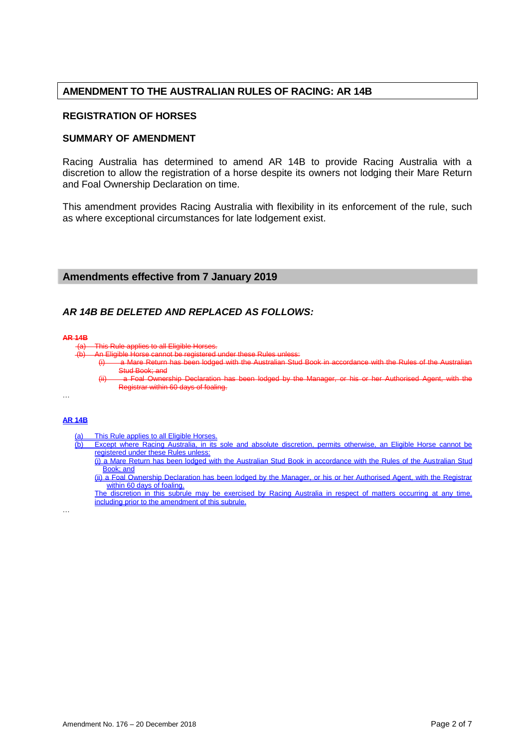## AMENDMENT TO THE AUSTRALIAN RULES OF RACING: AR 14B

### REGISTRATION OF HORSES

### SUMMARY OF AMENDMENT

Racing Australia has determined to amend AR 14B to provide Racing Australia with a discretion to allow the registration of a horse despite its owners not lodging their Mare Return and Foal Ownership Declaration on time.

This amendment provides Racing Australia with flexibility in its enforcement of the rule, such as where exceptional circumstances for late lodgement exist.

## Amendments effective from 7 January 2019

### *AR 14B BE DELETED AND REPLACED AS FOLLOWS:*

~~**AR 14B**~~

~~(a) This Rule applies to all Eligible Horses.~~

~~(b) An Eligible Horse cannot be registered under these Rules unless:~~

~~(i) a Mare Return has been lodged with the Australian Stud Book in accordance with the Rules of the Australian Stud Book; and~~

~~(ii) a Foal Ownership Declaration has been lodged by the Manager, or his or her Authorised Agent, with the Registrar within 60 days of foaling.~~

…

**AR 14B**

(a) This Rule applies to all Eligible Horses.

(b) Except where Racing Australia, in its sole and absolute discretion, permits otherwise, an Eligible Horse cannot be registered under these Rules unless:

(i) a Mare Return has been lodged with the Australian Stud Book in accordance with the Rules of the Australian Stud Book; and

(ii) a Foal Ownership Declaration has been lodged by the Manager, or his or her Authorised Agent, with the Registrar within 60 days of foaling.

The discretion in this subrule may be exercised by Racing Australia in respect of matters occurring at any time, including prior to the amendment of this subrule.

…

Amendment No. 176 – 20 December 2018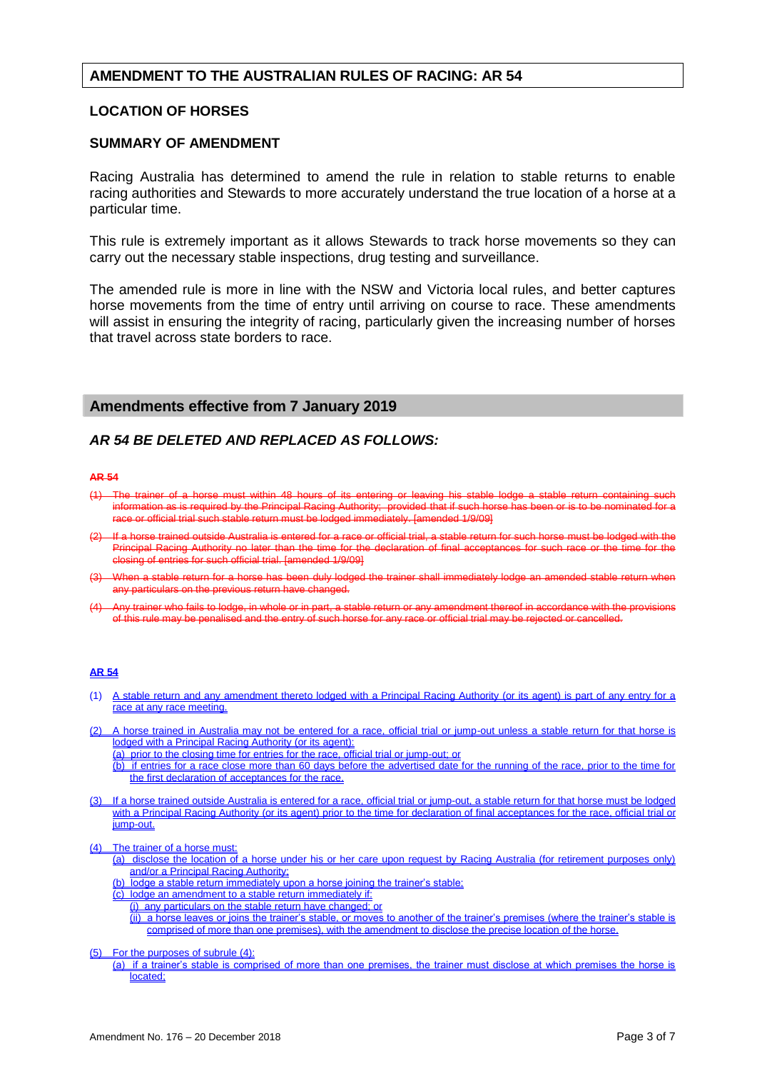# AMENDMENT TO THE AUSTRALIAN RULES OF RACING: AR 54

## LOCATION OF HORSES

## SUMMARY OF AMENDMENT

Racing Australia has determined to amend the rule in relation to stable returns to enable racing authorities and Stewards to more accurately understand the true location of a horse at a particular time.

This rule is extremely important as it allows Stewards to track horse movements so they can carry out the necessary stable inspections, drug testing and surveillance.

The amended rule is more in line with the NSW and Victoria local rules, and better captures horse movements from the time of entry until arriving on course to race. These amendments will assist in ensuring the integrity of racing, particularly given the increasing number of horses that travel across state borders to race.

## Amendments effective from 7 January 2019

### *AR 54 BE DELETED AND REPLACED AS FOLLOWS:*

~~**AR 54**~~

~~(1) The trainer of a horse must within 48 hours of its entering or leaving his stable lodge a stable return containing such information as is required by the Principal Racing Authority; provided that if such horse has been or is to be nominated for a race or official trial such stable return must be lodged immediately. [amended 1/9/09]~~

~~(2) If a horse trained outside Australia is entered for a race or official trial, a stable return for such horse must be lodged with the Principal Racing Authority no later than the time for the declaration of final acceptances for such race or the time for the closing of entries for such official trial. [amended 1/9/09]~~

~~(3) When a stable return for a horse has been duly lodged the trainer shall immediately lodge an amended stable return when any particulars on the previous return have changed.~~

~~(4) Any trainer who fails to lodge, in whole or in part, a stable return or any amendment thereof in accordance with the provisions of this rule may be penalised and the entry of such horse for any race or official trial may be rejected or cancelled.~~

<u>**AR 54**</u>

(1) <u>A stable return and any amendment thereto lodged with a Principal Racing Authority (or its agent) is part of any entry for a race at any race meeting.</u>

<u>(2) A horse trained in Australia may not be entered for a race, official trial or jump-out unless a stable return for that horse is lodged with a Principal Racing Authority (or its agent):</u>
- <u>(a) prior to the closing time for entries for the race, official trial or jump-out; or</u>
- <u>(b) if entries for a race close more than 60 days before the advertised date for the running of the race, prior to the time for the first declaration of acceptances for the race.</u>

<u>(3) If a horse trained outside Australia is entered for a race, official trial or jump-out, a stable return for that horse must be lodged with a Principal Racing Authority (or its agent) prior to the time for declaration of final acceptances for the race, official trial or jump-out.</u>

<u>(4) The trainer of a horse must:</u>
- <u>(a) disclose the location of a horse under his or her care upon request by Racing Australia (for retirement purposes only) and/or a Principal Racing Authority;</u>
- <u>(b) lodge a stable return immediately upon a horse joining the trainer's stable;</u>
- <u>(c) lodge an amendment to a stable return immediately if:</u>
  - <u>(i) any particulars on the stable return have changed; or</u>
  - <u>(ii) a horse leaves or joins the trainer's stable, or moves to another of the trainer's premises (where the trainer's stable is comprised of more than one premises), with the amendment to disclose the precise location of the horse.</u>

<u>(5) For the purposes of subrule (4):</u>
- <u>(a) if a trainer's stable is comprised of more than one premises, the trainer must disclose at which premises the horse is located;</u>

Amendment No. 176 – 20 December 2018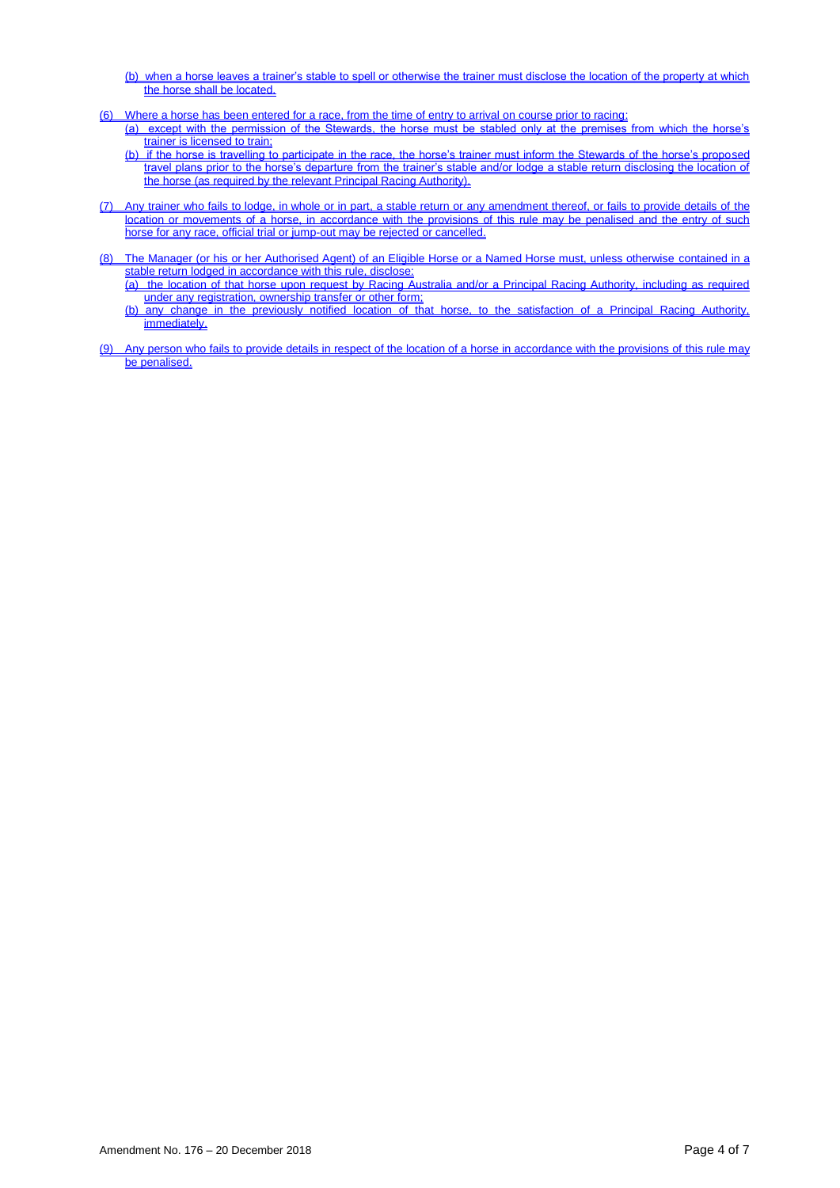(b) when a horse leaves a trainer's stable to spell or otherwise the trainer must disclose the location of the property at which the horse shall be located.

(6) Where a horse has been entered for a race, from the time of entry to arrival on course prior to racing:

(a) except with the permission of the Stewards, the horse must be stabled only at the premises from which the horse's trainer is licensed to train;

(b) if the horse is travelling to participate in the race, the horse's trainer must inform the Stewards of the horse's proposed travel plans prior to the horse's departure from the trainer's stable and/or lodge a stable return disclosing the location of the horse (as required by the relevant Principal Racing Authority).

(7) Any trainer who fails to lodge, in whole or in part, a stable return or any amendment thereof, or fails to provide details of the location or movements of a horse, in accordance with the provisions of this rule may be penalised and the entry of such horse for any race, official trial or jump-out may be rejected or cancelled.

(8) The Manager (or his or her Authorised Agent) of an Eligible Horse or a Named Horse must, unless otherwise contained in a stable return lodged in accordance with this rule, disclose:

(a) the location of that horse upon request by Racing Australia and/or a Principal Racing Authority, including as required under any registration, ownership transfer or other form;

(b) any change in the previously notified location of that horse, to the satisfaction of a Principal Racing Authority, immediately.

(9) Any person who fails to provide details in respect of the location of a horse in accordance with the provisions of this rule may be penalised.

Amendment No. 176 – 20 December 2018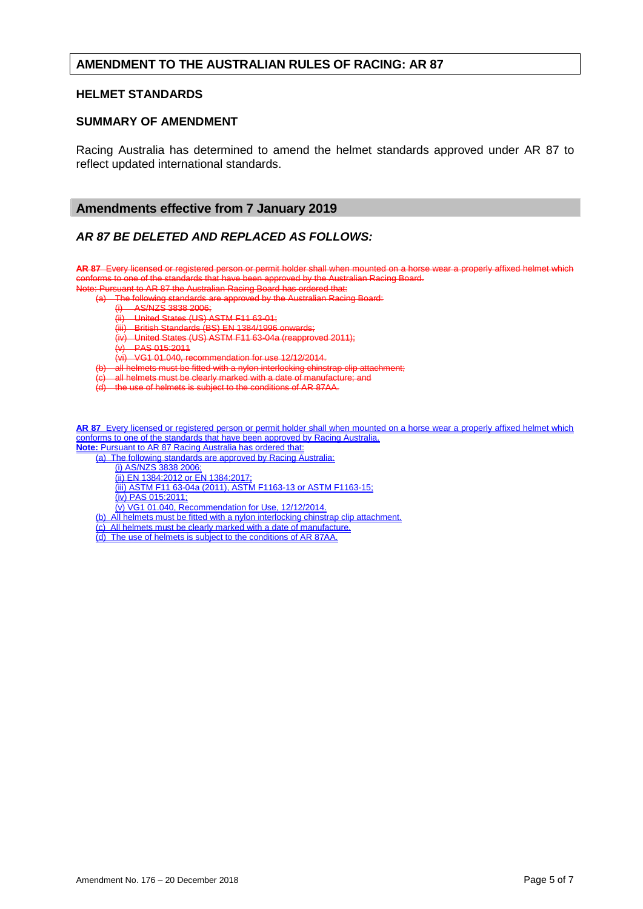## AMENDMENT TO THE AUSTRALIAN RULES OF RACING: AR 87

### HELMET STANDARDS

### SUMMARY OF AMENDMENT

Racing Australia has determined to amend the helmet standards approved under AR 87 to reflect updated international standards.

## Amendments effective from 7 January 2019

### *AR 87 BE DELETED AND REPLACED AS FOLLOWS:*

~~**AR 87** Every licensed or registered person or permit holder shall when mounted on a horse wear a properly affixed helmet which conforms to one of the standards that have been approved by the Australian Racing Board.~~
~~Note: Pursuant to AR 87 the Australian Racing Board has ordered that:~~

~~(a) The following standards are approved by the Australian Racing Board:~~
~~(i) AS/NZS 3838 2006;~~
~~(ii) United States (US) ASTM F11 63-01;~~
~~(iii) British Standards (BS) EN 1384/1996 onwards;~~
~~(iv) United States (US) ASTM F11 63-04a (reapproved 2011);~~
~~(v) PAS 015:2011~~
~~(vi) VG1 01.040, recommendation for use 12/12/2014.~~
~~(b) all helmets must be fitted with a nylon interlocking chinstrap clip attachment;~~
~~(c) all helmets must be clearly marked with a date of manufacture; and~~
~~(d) the use of helmets is subject to the conditions of AR 87AA.~~

**AR 87** Every licensed or registered person or permit holder shall when mounted on a horse wear a properly affixed helmet which conforms to one of the standards that have been approved by Racing Australia.
**Note:** Pursuant to AR 87 Racing Australia has ordered that:

(a) The following standards are approved by Racing Australia:
(i) AS/NZS 3838 2006;
(ii) EN 1384:2012 or EN 1384:2017;
(iii) ASTM F11 63-04a (2011), ASTM F1163-13 or ASTM F1163-15;
(iv) PAS 015:2011;
(v) VG1 01.040, Recommendation for Use, 12/12/2014.
(b) All helmets must be fitted with a nylon interlocking chinstrap clip attachment.
(c) All helmets must be clearly marked with a date of manufacture.
(d) The use of helmets is subject to the conditions of AR 87AA.

Amendment No. 176 – 20 December 2018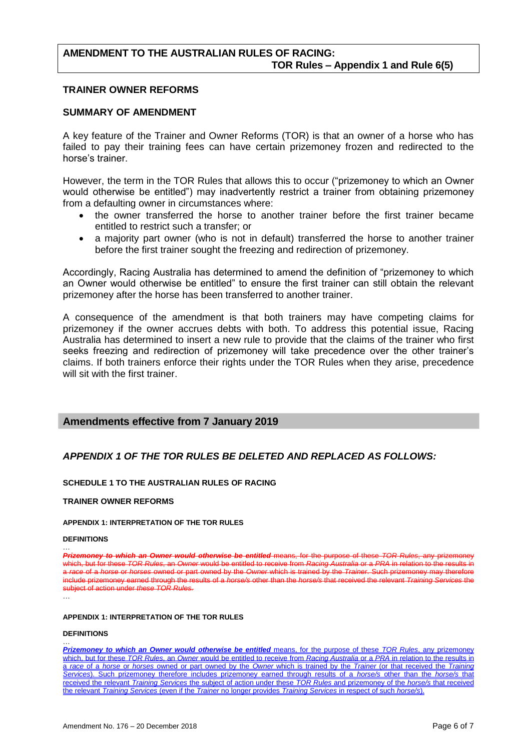**AMENDMENT TO THE AUSTRALIAN RULES OF RACING:**
**TOR Rules – Appendix 1 and Rule 6(5)**

## TRAINER OWNER REFORMS

## SUMMARY OF AMENDMENT

A key feature of the Trainer and Owner Reforms (TOR) is that an owner of a horse who has failed to pay their training fees can have certain prizemoney frozen and redirected to the horse's trainer.

However, the term in the TOR Rules that allows this to occur ("prizemoney to which an Owner would otherwise be entitled") may inadvertently restrict a trainer from obtaining prizemoney from a defaulting owner in circumstances where:

- the owner transferred the horse to another trainer before the first trainer became entitled to restrict such a transfer; or
- a majority part owner (who is not in default) transferred the horse to another trainer before the first trainer sought the freezing and redirection of prizemoney.

Accordingly, Racing Australia has determined to amend the definition of "prizemoney to which an Owner would otherwise be entitled" to ensure the first trainer can still obtain the relevant prizemoney after the horse has been transferred to another trainer.

A consequence of the amendment is that both trainers may have competing claims for prizemoney if the owner accrues debts with both. To address this potential issue, Racing Australia has determined to insert a new rule to provide that the claims of the trainer who first seeks freezing and redirection of prizemoney will take precedence over the other trainer's claims. If both trainers enforce their rights under the TOR Rules when they arise, precedence will sit with the first trainer.

## Amendments effective from 7 January 2019

### *APPENDIX 1 OF THE TOR RULES BE DELETED AND REPLACED AS FOLLOWS:*

**SCHEDULE 1 TO THE AUSTRALIAN RULES OF RACING**

**TRAINER OWNER REFORMS**

**APPENDIX 1: INTERPRETATION OF THE TOR RULES**

**DEFINITIONS**

…

~~***Prizemoney to which an Owner would otherwise be entitled*** means, for the purpose of these *TOR Rules*, any prizemoney which, but for these *TOR Rules*, an *Owner* would be entitled to receive from *Racing Australia* or a *PRA* in relation to the results in a *race* of a *horse* or *horses* owned or part owned by the *Owner* which is trained by the *Trainer*. Such prizemoney may therefore include prizemoney earned through the results of a *horse/s* other than the *horse/s* that received the relevant *Training Services* the subject of action under *these TOR Rules*.~~

…

**APPENDIX 1: INTERPRETATION OF THE TOR RULES**

**DEFINITIONS**

…

<u>***Prizemoney to which an Owner would otherwise be entitled*** means, for the purpose of these *TOR Rules*, any prizemoney which, but for these *TOR Rules*, an *Owner* would be entitled to receive from *Racing Australia* or a *PRA* in relation to the results in a *race* of a *horse* or *horses* owned or part owned by the *Owner* which is trained by the *Trainer* (or that received the *Training Services*). Such prizemoney therefore includes prizemoney earned through results of a *horse/s* other than the *horse/s* that received the relevant *Training Services* the subject of action under these *TOR Rules* and prizemoney of the *horse/s* that received the relevant *Training Services* (even if the *Trainer* no longer provides *Training Services* in respect of such *horse/s*).</u>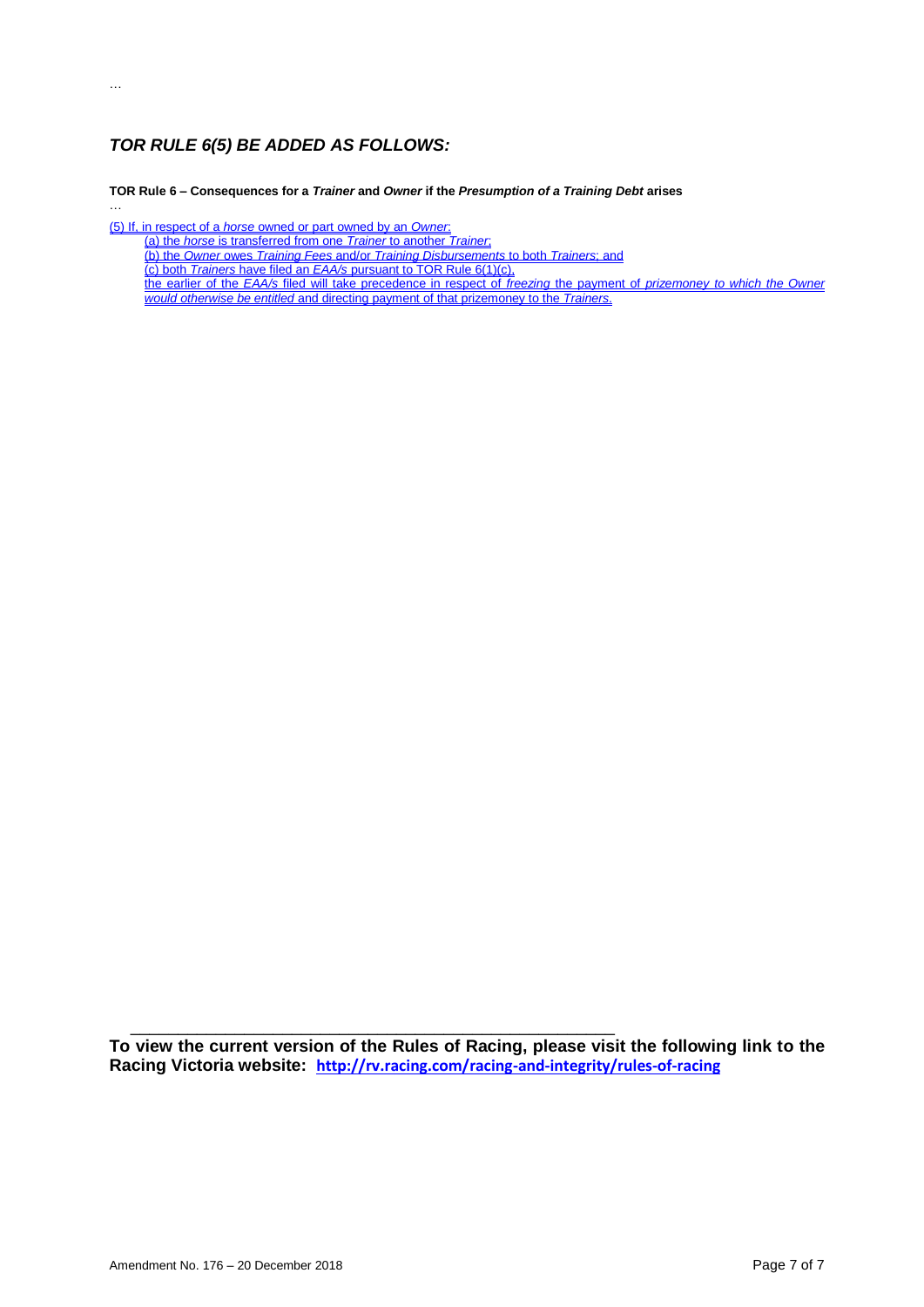…

## *TOR RULE 6(5) BE ADDED AS FOLLOWS:*

**TOR Rule 6 – Consequences for a *Trainer* and *Owner* if the *Presumption of a Training Debt* arises**

…

(5) If, in respect of a *horse* owned or part owned by an *Owner*:

(a) the *horse* is transferred from one *Trainer* to another *Trainer*;

(b) the *Owner* owes *Training Fees* and/or *Training Disbursements* to both *Trainers*; and

(c) both *Trainers* have filed an *EAA/s* pursuant to TOR Rule 6(1)(c),

the earlier of the *EAA/s* filed will take precedence in respect of *freezing* the payment of *prizemoney to which the Owner would otherwise be entitled* and directing payment of that prizemoney to the *Trainers*.

---

**To view the current version of the Rules of Racing, please visit the following link to the Racing Victoria website: http://rv.racing.com/racing-and-integrity/rules-of-racing**

Amendment No. 176 – 20 December 2018